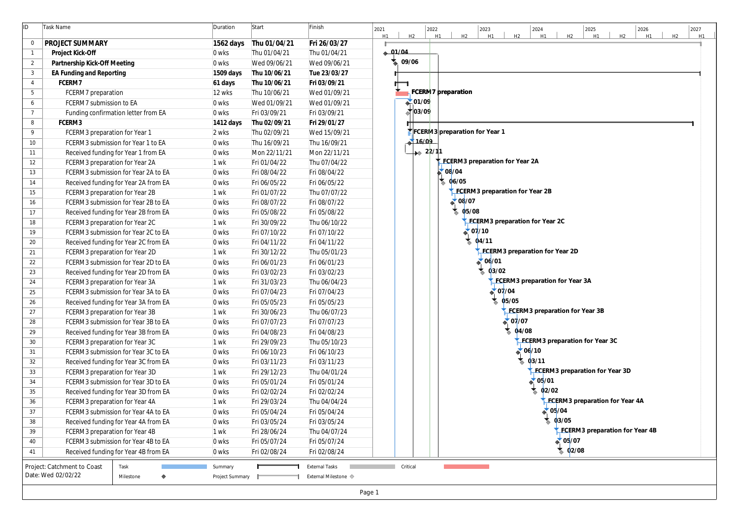| ID | Task Name | Duration | Start | Finish |
| --- | --- | --- | --- | --- |
| 0 | **PROJECT SUMMARY** | **1562 days** | **Thu 01/04/21** | **Fri 26/03/27** |
| 1 | **Project Kick-Off** | 0 wks | Thu 01/04/21 | Thu 01/04/21 |
| 2 | **Partnership Kick-Off Meeting** | 0 wks | Wed 09/06/21 | Wed 09/06/21 |
| 3 | **EA Funding and Reporting** | **1509 days** | **Thu 10/06/21** | **Tue 23/03/27** |
| 4 | **FCERM7** | **61 days** | **Thu 10/06/21** | **Fri 03/09/21** |
| 5 | FCERM7 preparation | 12 wks | Thu 10/06/21 | Wed 01/09/21 |
| 6 | FCERM7 submission to EA | 0 wks | Wed 01/09/21 | Wed 01/09/21 |
| 7 | Funding confirmation letter from EA | 0 wks | Fri 03/09/21 | Fri 03/09/21 |
| 8 | **FCERM3** | **1412 days** | **Thu 02/09/21** | **Fri 29/01/27** |
| 9 | FCERM3 preparation for Year 1 | 2 wks | Thu 02/09/21 | Wed 15/09/21 |
| 10 | FCERM3 submission for Year 1 to EA | 0 wks | Thu 16/09/21 | Thu 16/09/21 |
| 11 | Received funding for Year 1 from EA | 0 wks | Mon 22/11/21 | Mon 22/11/21 |
| 12 | FCERM3 preparation for Year 2A | 1 wk | Fri 01/04/22 | Thu 07/04/22 |
| 13 | FCERM3 submission for Year 2A to EA | 0 wks | Fri 08/04/22 | Fri 08/04/22 |
| 14 | Received funding for Year 2A from EA | 0 wks | Fri 06/05/22 | Fri 06/05/22 |
| 15 | FCERM3 preparation for Year 2B | 1 wk | Fri 01/07/22 | Thu 07/07/22 |
| 16 | FCERM3 submission for Year 2B to EA | 0 wks | Fri 08/07/22 | Fri 08/07/22 |
| 17 | Received funding for Year 2B from EA | 0 wks | Fri 05/08/22 | Fri 05/08/22 |
| 18 | FCERM3 preparation for Year 2C | 1 wk | Fri 30/09/22 | Thu 06/10/22 |
| 19 | FCERM3 submission for Year 2C to EA | 0 wks | Fri 07/10/22 | Fri 07/10/22 |
| 20 | Received funding for Year 2C from EA | 0 wks | Fri 04/11/22 | Fri 04/11/22 |
| 21 | FCERM3 preparation for Year 2D | 1 wk | Fri 30/12/22 | Thu 05/01/23 |
| 22 | FCERM3 submission for Year 2D to EA | 0 wks | Fri 06/01/23 | Fri 06/01/23 |
| 23 | Received funding for Year 2D from EA | 0 wks | Fri 03/02/23 | Fri 03/02/23 |
| 24 | FCERM3 preparation for Year 3A | 1 wk | Fri 31/03/23 | Thu 06/04/23 |
| 25 | FCERM3 submission for Year 3A to EA | 0 wks | Fri 07/04/23 | Fri 07/04/23 |
| 26 | Received funding for Year 3A from EA | 0 wks | Fri 05/05/23 | Fri 05/05/23 |
| 27 | FCERM3 preparation for Year 3B | 1 wk | Fri 30/06/23 | Thu 06/07/23 |
| 28 | FCERM3 submission for Year 3B to EA | 0 wks | Fri 07/07/23 | Fri 07/07/23 |
| 29 | Received funding for Year 3B from EA | 0 wks | Fri 04/08/23 | Fri 04/08/23 |
| 30 | FCERM3 preparation for Year 3C | 1 wk | Fri 29/09/23 | Thu 05/10/23 |
| 31 | FCERM3 submission for Year 3C to EA | 0 wks | Fri 06/10/23 | Fri 06/10/23 |
| 32 | Received funding for Year 3C from EA | 0 wks | Fri 03/11/23 | Fri 03/11/23 |
| 33 | FCERM3 preparation for Year 3D | 1 wk | Fri 29/12/23 | Thu 04/01/24 |
| 34 | FCERM3 submission for Year 3D to EA | 0 wks | Fri 05/01/24 | Fri 05/01/24 |
| 35 | Received funding for Year 3D from EA | 0 wks | Fri 02/02/24 | Fri 02/02/24 |
| 36 | FCERM3 preparation for Year 4A | 1 wk | Fri 29/03/24 | Thu 04/04/24 |
| 37 | FCERM3 submission for Year 4A to EA | 0 wks | Fri 05/04/24 | Fri 05/04/24 |
| 38 | Received funding for Year 4A from EA | 0 wks | Fri 03/05/24 | Fri 03/05/24 |
| 39 | FCERM3 preparation for Year 4B | 1 wk | Fri 28/06/24 | Thu 04/07/24 |
| 40 | FCERM3 submission for Year 4B to EA | 0 wks | Fri 05/07/24 | Fri 05/07/24 |
| 41 | Received funding for Year 4B from EA | 0 wks | Fri 02/08/24 | Fri 02/08/24 |

Project: Catchment to Coast
Date: Wed 02/02/22

Legend: Task, Milestone, Summary, Project Summary, External Tasks, External Milestone, Critical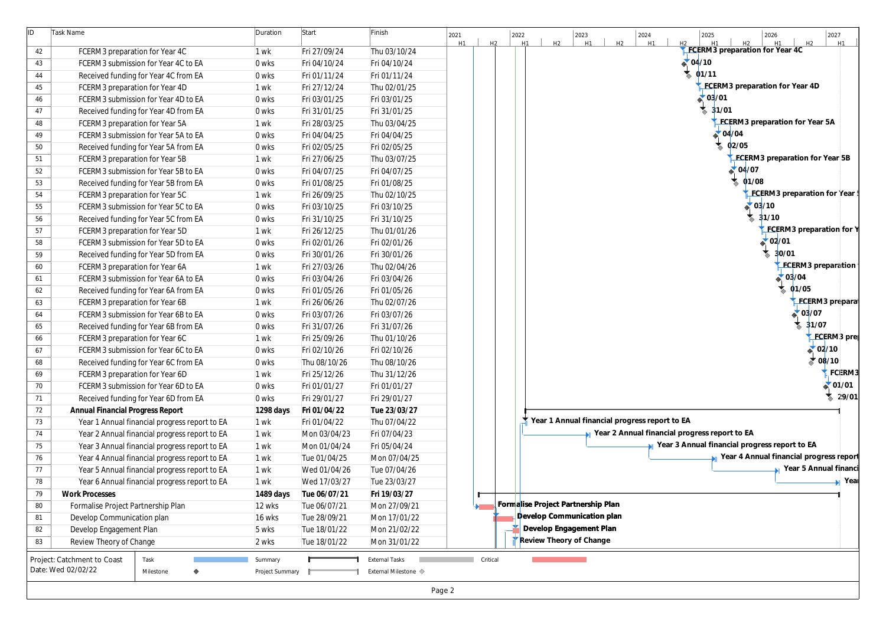| ID | Task Name | Duration | Start | Finish |
|---|---|---|---|---|
| 42 | FCERM3 preparation for Year 4C | 1 wk | Fri 27/09/24 | Thu 03/10/24 |
| 43 | FCERM3 submission for Year 4C to EA | 0 wks | Fri 04/10/24 | Fri 04/10/24 |
| 44 | Received funding for Year 4C from EA | 0 wks | Fri 01/11/24 | Fri 01/11/24 |
| 45 | FCERM3 preparation for Year 4D | 1 wk | Fri 27/12/24 | Thu 02/01/25 |
| 46 | FCERM3 submission for Year 4D to EA | 0 wks | Fri 03/01/25 | Fri 03/01/25 |
| 47 | Received funding for Year 4D from EA | 0 wks | Fri 31/01/25 | Fri 31/01/25 |
| 48 | FCERM3 preparation for Year 5A | 1 wk | Fri 28/03/25 | Thu 03/04/25 |
| 49 | FCERM3 submission for Year 5A to EA | 0 wks | Fri 04/04/25 | Fri 04/04/25 |
| 50 | Received funding for Year 5A from EA | 0 wks | Fri 02/05/25 | Fri 02/05/25 |
| 51 | FCERM3 preparation for Year 5B | 1 wk | Fri 27/06/25 | Thu 03/07/25 |
| 52 | FCERM3 submission for Year 5B to EA | 0 wks | Fri 04/07/25 | Fri 04/07/25 |
| 53 | Received funding for Year 5B from EA | 0 wks | Fri 01/08/25 | Fri 01/08/25 |
| 54 | FCERM3 preparation for Year 5C | 1 wk | Fri 26/09/25 | Thu 02/10/25 |
| 55 | FCERM3 submission for Year 5C to EA | 0 wks | Fri 03/10/25 | Fri 03/10/25 |
| 56 | Received funding for Year 5C from EA | 0 wks | Fri 31/10/25 | Fri 31/10/25 |
| 57 | FCERM3 preparation for Year 5D | 1 wk | Fri 26/12/25 | Thu 01/01/26 |
| 58 | FCERM3 submission for Year 5D to EA | 0 wks | Fri 02/01/26 | Fri 02/01/26 |
| 59 | Received funding for Year 5D from EA | 0 wks | Fri 30/01/26 | Fri 30/01/26 |
| 60 | FCERM3 preparation for Year 6A | 1 wk | Fri 27/03/26 | Thu 02/04/26 |
| 61 | FCERM3 submission for Year 6A to EA | 0 wks | Fri 03/04/26 | Fri 03/04/26 |
| 62 | Received funding for Year 6A from EA | 0 wks | Fri 01/05/26 | Fri 01/05/26 |
| 63 | FCERM3 preparation for Year 6B | 1 wk | Fri 26/06/26 | Thu 02/07/26 |
| 64 | FCERM3 submission for Year 6B to EA | 0 wks | Fri 03/07/26 | Fri 03/07/26 |
| 65 | Received funding for Year 6B from EA | 0 wks | Fri 31/07/26 | Fri 31/07/26 |
| 66 | FCERM3 preparation for Year 6C | 1 wk | Fri 25/09/26 | Thu 01/10/26 |
| 67 | FCERM3 submission for Year 6C to EA | 0 wks | Fri 02/10/26 | Fri 02/10/26 |
| 68 | Received funding for Year 6C from EA | 0 wks | Thu 08/10/26 | Thu 08/10/26 |
| 69 | FCERM3 preparation for Year 6D | 1 wk | Fri 25/12/26 | Thu 31/12/26 |
| 70 | FCERM3 submission for Year 6D to EA | 0 wks | Fri 01/01/27 | Fri 01/01/27 |
| 71 | Received funding for Year 6D from EA | 0 wks | Fri 29/01/27 | Fri 29/01/27 |
| 72 | **Annual Financial Progress Report** | **1298 days** | **Fri 01/04/22** | **Tue 23/03/27** |
| 73 | Year 1 Annual financial progress report to EA | 1 wk | Fri 01/04/22 | Thu 07/04/22 |
| 74 | Year 2 Annual financial progress report to EA | 1 wk | Mon 03/04/23 | Fri 07/04/23 |
| 75 | Year 3 Annual financial progress report to EA | 1 wk | Mon 01/04/24 | Fri 05/04/24 |
| 76 | Year 4 Annual financial progress report to EA | 1 wk | Tue 01/04/25 | Mon 07/04/25 |
| 77 | Year 5 Annual financial progress report to EA | 1 wk | Wed 01/04/26 | Tue 07/04/26 |
| 78 | Year 6 Annual financial progress report to EA | 1 wk | Wed 17/03/27 | Tue 23/03/27 |
| 79 | **Work Processes** | **1489 days** | **Tue 06/07/21** | **Fri 19/03/27** |
| 80 | Formalise Project Partnership Plan | 12 wks | Tue 06/07/21 | Mon 27/09/21 |
| 81 | Develop Communication plan | 16 wks | Tue 28/09/21 | Mon 17/01/22 |
| 82 | Develop Engagement Plan | 5 wks | Tue 18/01/22 | Mon 21/02/22 |
| 83 | Review Theory of Change | 2 wks | Tue 18/01/22 | Mon 31/01/22 |

Project: Catchment to Coast
Date: Wed 02/02/22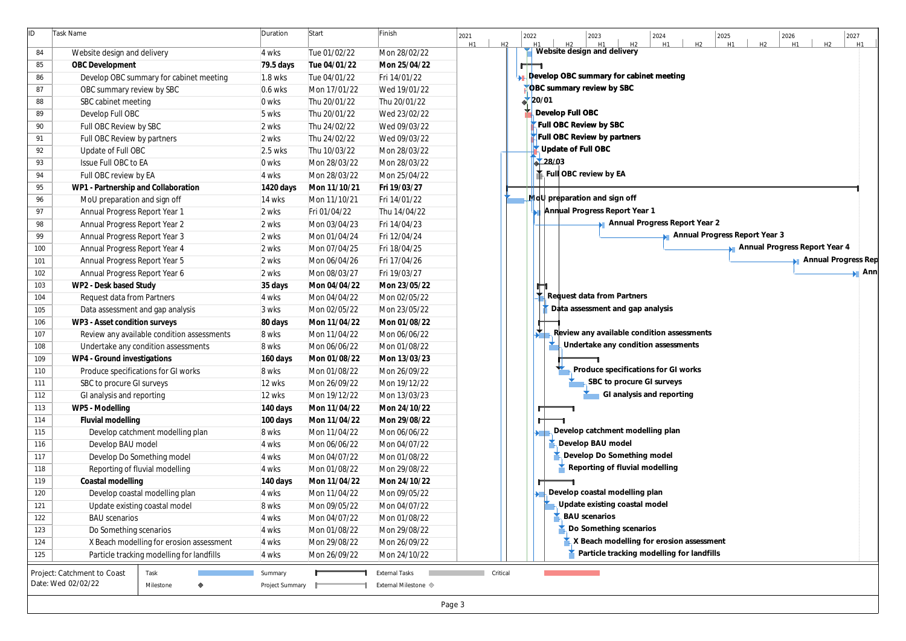| ID | Task Name | Duration | Start | Finish |
| --- | --- | --- | --- | --- |
| 84 | Website design and delivery | 4 wks | Tue 01/02/22 | Mon 28/02/22 |
| 85 | **OBC Development** | **79.5 days** | **Tue 04/01/22** | **Mon 25/04/22** |
| 86 | Develop OBC summary for cabinet meeting | 1.8 wks | Tue 04/01/22 | Fri 14/01/22 |
| 87 | OBC summary review by SBC | 0.6 wks | Mon 17/01/22 | Wed 19/01/22 |
| 88 | SBC cabinet meeting | 0 wks | Thu 20/01/22 | Thu 20/01/22 |
| 89 | Develop Full OBC | 5 wks | Thu 20/01/22 | Wed 23/02/22 |
| 90 | Full OBC Review by SBC | 2 wks | Thu 24/02/22 | Wed 09/03/22 |
| 91 | Full OBC Review by partners | 2 wks | Thu 24/02/22 | Wed 09/03/22 |
| 92 | Update of Full OBC | 2.5 wks | Thu 10/03/22 | Mon 28/03/22 |
| 93 | Issue Full OBC to EA | 0 wks | Mon 28/03/22 | Mon 28/03/22 |
| 94 | Full OBC review by EA | 4 wks | Mon 28/03/22 | Mon 25/04/22 |
| 95 | **WP1 - Partnership and Collaboration** | **1420 days** | **Mon 11/10/21** | **Fri 19/03/27** |
| 96 | MoU preparation and sign off | 14 wks | Mon 11/10/21 | Fri 14/01/22 |
| 97 | Annual Progress Report Year 1 | 2 wks | Fri 01/04/22 | Thu 14/04/22 |
| 98 | Annual Progress Report Year 2 | 2 wks | Mon 03/04/23 | Fri 14/04/23 |
| 99 | Annual Progress Report Year 3 | 2 wks | Mon 01/04/24 | Fri 12/04/24 |
| 100 | Annual Progress Report Year 4 | 2 wks | Mon 07/04/25 | Fri 18/04/25 |
| 101 | Annual Progress Report Year 5 | 2 wks | Mon 06/04/26 | Fri 17/04/26 |
| 102 | Annual Progress Report Year 6 | 2 wks | Mon 08/03/27 | Fri 19/03/27 |
| 103 | **WP2 - Desk based Study** | **35 days** | **Mon 04/04/22** | **Mon 23/05/22** |
| 104 | Request data from Partners | 4 wks | Mon 04/04/22 | Mon 02/05/22 |
| 105 | Data assessment and gap analysis | 3 wks | Mon 02/05/22 | Mon 23/05/22 |
| 106 | **WP3 - Asset condition surveys** | **80 days** | **Mon 11/04/22** | **Mon 01/08/22** |
| 107 | Review any available condition assessments | 8 wks | Mon 11/04/22 | Mon 06/06/22 |
| 108 | Undertake any condition assessments | 8 wks | Mon 06/06/22 | Mon 01/08/22 |
| 109 | **WP4 - Ground investigations** | **160 days** | **Mon 01/08/22** | **Mon 13/03/23** |
| 110 | Produce specifications for GI works | 8 wks | Mon 01/08/22 | Mon 26/09/22 |
| 111 | SBC to procure GI surveys | 12 wks | Mon 26/09/22 | Mon 19/12/22 |
| 112 | GI analysis and reporting | 12 wks | Mon 19/12/22 | Mon 13/03/23 |
| 113 | **WP5 - Modelling** | **140 days** | **Mon 11/04/22** | **Mon 24/10/22** |
| 114 | **Fluvial modelling** | **100 days** | **Mon 11/04/22** | **Mon 29/08/22** |
| 115 | Develop catchment modelling plan | 8 wks | Mon 11/04/22 | Mon 06/06/22 |
| 116 | Develop BAU model | 4 wks | Mon 06/06/22 | Mon 04/07/22 |
| 117 | Develop Do Something model | 4 wks | Mon 04/07/22 | Mon 01/08/22 |
| 118 | Reporting of fluvial modelling | 4 wks | Mon 01/08/22 | Mon 29/08/22 |
| 119 | **Coastal modelling** | **140 days** | **Mon 11/04/22** | **Mon 24/10/22** |
| 120 | Develop coastal modelling plan | 4 wks | Mon 11/04/22 | Mon 09/05/22 |
| 121 | Update existing coastal model | 8 wks | Mon 09/05/22 | Mon 04/07/22 |
| 122 | BAU scenarios | 4 wks | Mon 04/07/22 | Mon 01/08/22 |
| 123 | Do Something scenarios | 4 wks | Mon 01/08/22 | Mon 29/08/22 |
| 124 | X Beach modelling for erosion assessment | 4 wks | Mon 29/08/22 | Mon 26/09/22 |
| 125 | Particle tracking modelling for landfills | 4 wks | Mon 26/09/22 | Mon 24/10/22 |

Project: Catchment to Coast
Date: Wed 02/02/22

Legend: Task, Milestone, Summary, Project Summary, External Tasks, External Milestone, Critical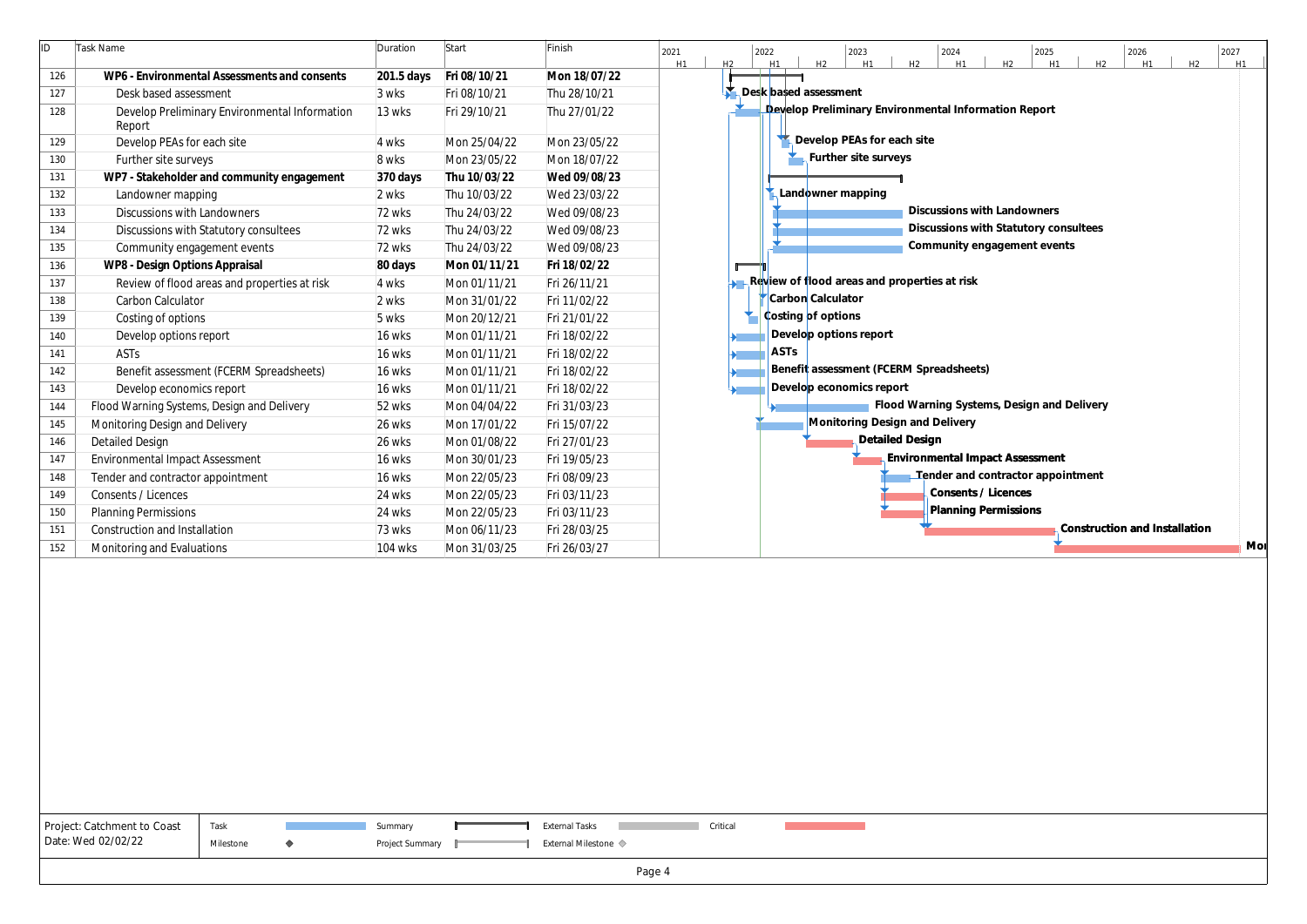| ID | Task Name | Duration | Start | Finish |
|---|---|---|---|---|
| 126 | **WP6 - Environmental Assessments and consents** | **201.5 days** | **Fri 08/10/21** | **Mon 18/07/22** |
| 127 | Desk based assessment | 3 wks | Fri 08/10/21 | Thu 28/10/21 |
| 128 | Develop Preliminary Environmental Information Report | 13 wks | Fri 29/10/21 | Thu 27/01/22 |
| 129 | Develop PEAs for each site | 4 wks | Mon 25/04/22 | Mon 23/05/22 |
| 130 | Further site surveys | 8 wks | Mon 23/05/22 | Mon 18/07/22 |
| 131 | **WP7 - Stakeholder and community engagement** | **370 days** | **Thu 10/03/22** | **Wed 09/08/23** |
| 132 | Landowner mapping | 2 wks | Thu 10/03/22 | Wed 23/03/22 |
| 133 | Discussions with Landowners | 72 wks | Thu 24/03/22 | Wed 09/08/23 |
| 134 | Discussions with Statutory consultees | 72 wks | Thu 24/03/22 | Wed 09/08/23 |
| 135 | Community engagement events | 72 wks | Thu 24/03/22 | Wed 09/08/23 |
| 136 | **WP8 - Design Options Appraisal** | **80 days** | **Mon 01/11/21** | **Fri 18/02/22** |
| 137 | Review of flood areas and properties at risk | 4 wks | Mon 01/11/21 | Fri 26/11/21 |
| 138 | Carbon Calculator | 2 wks | Mon 31/01/22 | Fri 11/02/22 |
| 139 | Costing of options | 5 wks | Mon 20/12/21 | Fri 21/01/22 |
| 140 | Develop options report | 16 wks | Mon 01/11/21 | Fri 18/02/22 |
| 141 | ASTs | 16 wks | Mon 01/11/21 | Fri 18/02/22 |
| 142 | Benefit assessment (FCERM Spreadsheets) | 16 wks | Mon 01/11/21 | Fri 18/02/22 |
| 143 | Develop economics report | 16 wks | Mon 01/11/21 | Fri 18/02/22 |
| 144 | Flood Warning Systems, Design and Delivery | 52 wks | Mon 04/04/22 | Fri 31/03/23 |
| 145 | Monitoring Design and Delivery | 26 wks | Mon 17/01/22 | Fri 15/07/22 |
| 146 | Detailed Design | 26 wks | Mon 01/08/22 | Fri 27/01/23 |
| 147 | Environmental Impact Assessment | 16 wks | Mon 30/01/23 | Fri 19/05/23 |
| 148 | Tender and contractor appointment | 16 wks | Mon 22/05/23 | Fri 08/09/23 |
| 149 | Consents / Licences | 24 wks | Mon 22/05/23 | Fri 03/11/23 |
| 150 | Planning Permissions | 24 wks | Mon 22/05/23 | Fri 03/11/23 |
| 151 | Construction and Installation | 73 wks | Mon 06/11/23 | Fri 28/03/25 |
| 152 | Monitoring and Evaluations | 104 wks | Mon 31/03/25 | Fri 26/03/27 |

Project: Catchment to Coast
Date: Wed 02/02/22

Task | Summary | External Tasks | Critical | Milestone | Project Summary | External Milestone